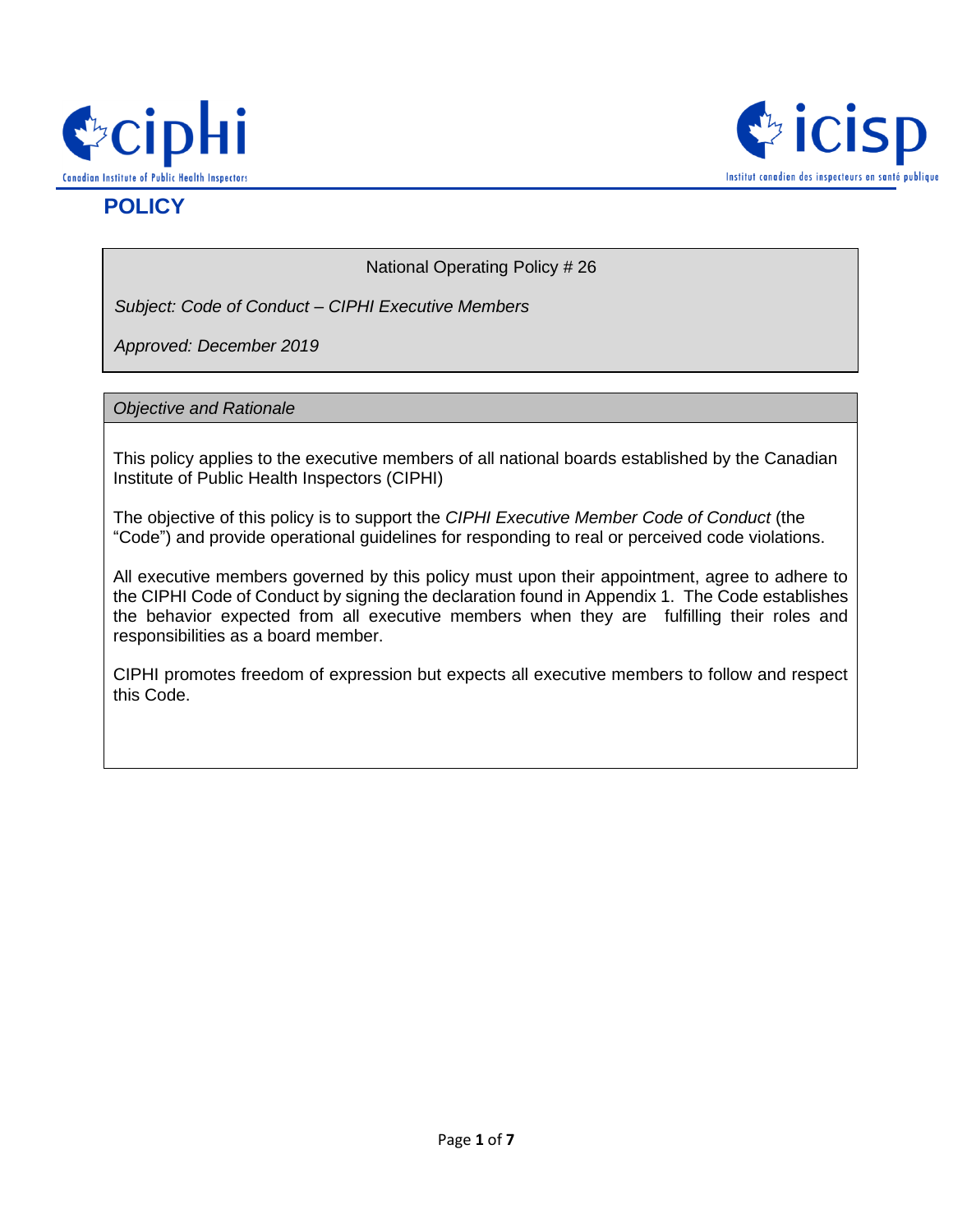# POLICY

National Operating Policy # 26

*Subject: Code of Conduct – CIPHI Executive Members*

*Approved: December 2019*

## *Objective and Rationale*

This policy applies to the executive members of all national boards established by the Canadian Institute of Public Health Inspectors (CIPHI)

The objective of this policy is to support the *CIPHI Executive Member Code of Conduct* (the "Code") and provide operational guidelines for responding to real or perceived code violations.

All executive members governed by this policy must upon their appointment, agree to adhere to the CIPHI Code of Conduct by signing the declaration found in Appendix 1. The Code establishes the behavior expected from all executive members when they are fulfilling their roles and responsibilities as a board member.

CIPHI promotes freedom of expression but expects all executive members to follow and respect this Code.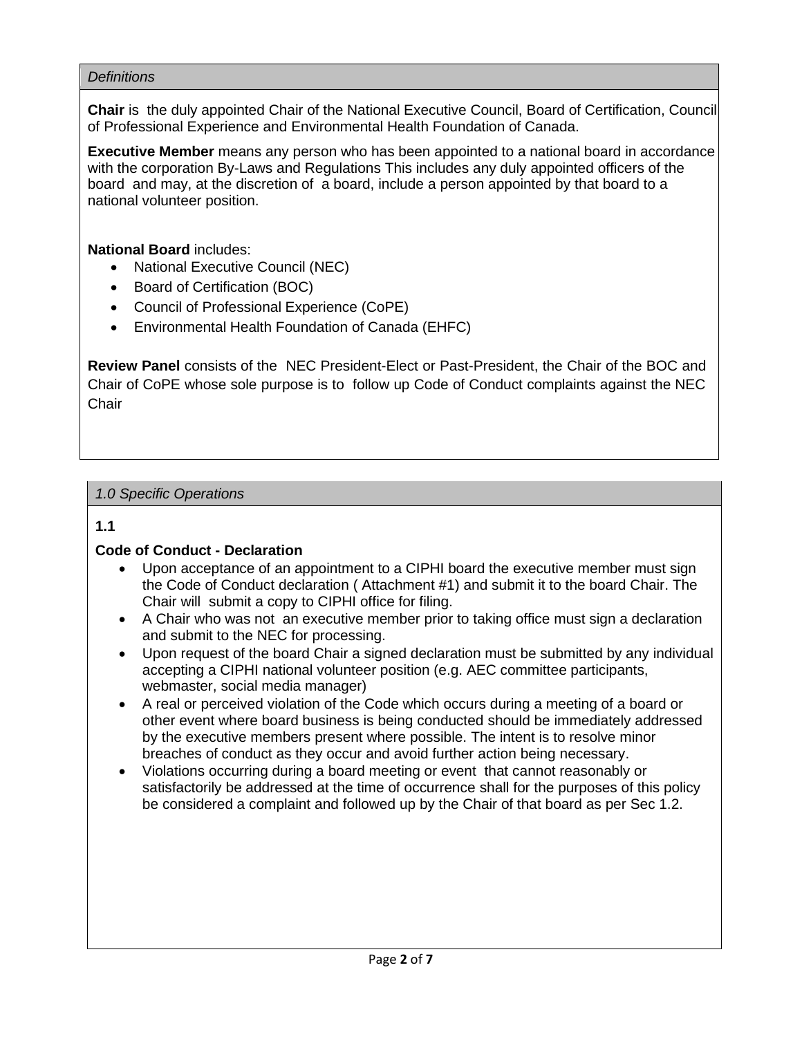*Definitions*

**Chair** is the duly appointed Chair of the National Executive Council, Board of Certification, Council of Professional Experience and Environmental Health Foundation of Canada.

**Executive Member** means any person who has been appointed to a national board in accordance with the corporation By-Laws and Regulations This includes any duly appointed officers of the board and may, at the discretion of a board, include a person appointed by that board to a national volunteer position.

**National Board** includes:

- National Executive Council (NEC)
- Board of Certification (BOC)
- Council of Professional Experience (CoPE)
- Environmental Health Foundation of Canada (EHFC)

**Review Panel** consists of the NEC President-Elect or Past-President, the Chair of the BOC and Chair of CoPE whose sole purpose is to follow up Code of Conduct complaints against the NEC Chair

*1.0 Specific Operations*

**1.1**

**Code of Conduct - Declaration**

- Upon acceptance of an appointment to a CIPHI board the executive member must sign the Code of Conduct declaration ( Attachment #1) and submit it to the board Chair. The Chair will submit a copy to CIPHI office for filing.
- A Chair who was not an executive member prior to taking office must sign a declaration and submit to the NEC for processing.
- Upon request of the board Chair a signed declaration must be submitted by any individual accepting a CIPHI national volunteer position (e.g. AEC committee participants, webmaster, social media manager)
- A real or perceived violation of the Code which occurs during a meeting of a board or other event where board business is being conducted should be immediately addressed by the executive members present where possible. The intent is to resolve minor breaches of conduct as they occur and avoid further action being necessary.
- Violations occurring during a board meeting or event that cannot reasonably or satisfactorily be addressed at the time of occurrence shall for the purposes of this policy be considered a complaint and followed up by the Chair of that board as per Sec 1.2.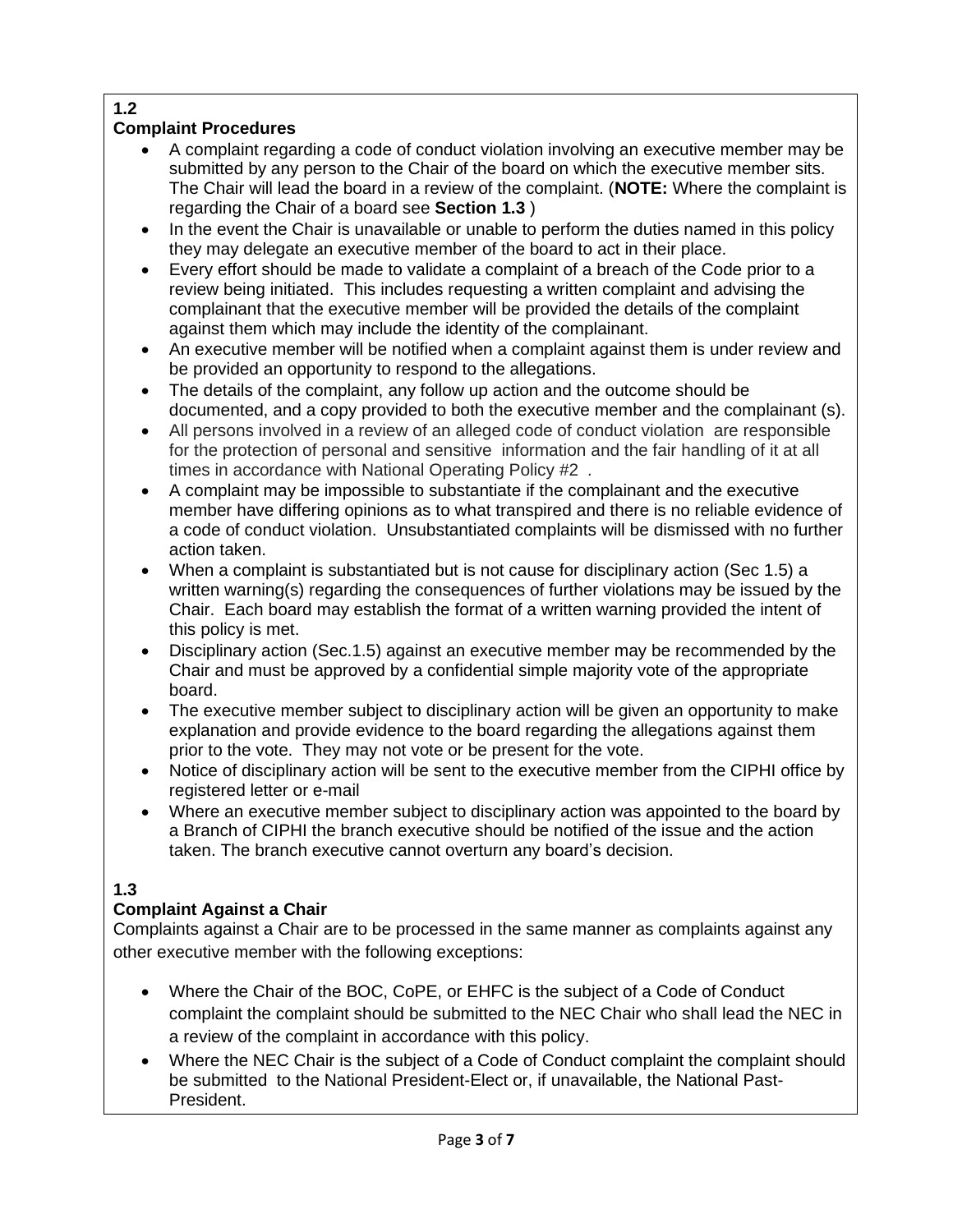**1.2**

**Complaint Procedures**

- A complaint regarding a code of conduct violation involving an executive member may be submitted by any person to the Chair of the board on which the executive member sits. The Chair will lead the board in a review of the complaint. (**NOTE:** Where the complaint is regarding the Chair of a board see **Section 1.3** )
- In the event the Chair is unavailable or unable to perform the duties named in this policy they may delegate an executive member of the board to act in their place.
- Every effort should be made to validate a complaint of a breach of the Code prior to a review being initiated. This includes requesting a written complaint and advising the complainant that the executive member will be provided the details of the complaint against them which may include the identity of the complainant.
- An executive member will be notified when a complaint against them is under review and be provided an opportunity to respond to the allegations.
- The details of the complaint, any follow up action and the outcome should be documented, and a copy provided to both the executive member and the complainant (s).
- All persons involved in a review of an alleged code of conduct violation are responsible for the protection of personal and sensitive information and the fair handling of it at all times in accordance with National Operating Policy #2 .
- A complaint may be impossible to substantiate if the complainant and the executive member have differing opinions as to what transpired and there is no reliable evidence of a code of conduct violation. Unsubstantiated complaints will be dismissed with no further action taken.
- When a complaint is substantiated but is not cause for disciplinary action (Sec 1.5) a written warning(s) regarding the consequences of further violations may be issued by the Chair. Each board may establish the format of a written warning provided the intent of this policy is met.
- Disciplinary action (Sec.1.5) against an executive member may be recommended by the Chair and must be approved by a confidential simple majority vote of the appropriate board.
- The executive member subject to disciplinary action will be given an opportunity to make explanation and provide evidence to the board regarding the allegations against them prior to the vote. They may not vote or be present for the vote.
- Notice of disciplinary action will be sent to the executive member from the CIPHI office by registered letter or e-mail
- Where an executive member subject to disciplinary action was appointed to the board by a Branch of CIPHI the branch executive should be notified of the issue and the action taken. The branch executive cannot overturn any board's decision.

**1.3**

**Complaint Against a Chair**

Complaints against a Chair are to be processed in the same manner as complaints against any other executive member with the following exceptions:

- Where the Chair of the BOC, CoPE, or EHFC is the subject of a Code of Conduct complaint the complaint should be submitted to the NEC Chair who shall lead the NEC in a review of the complaint in accordance with this policy.
- Where the NEC Chair is the subject of a Code of Conduct complaint the complaint should be submitted to the National President-Elect or, if unavailable, the National Past-President.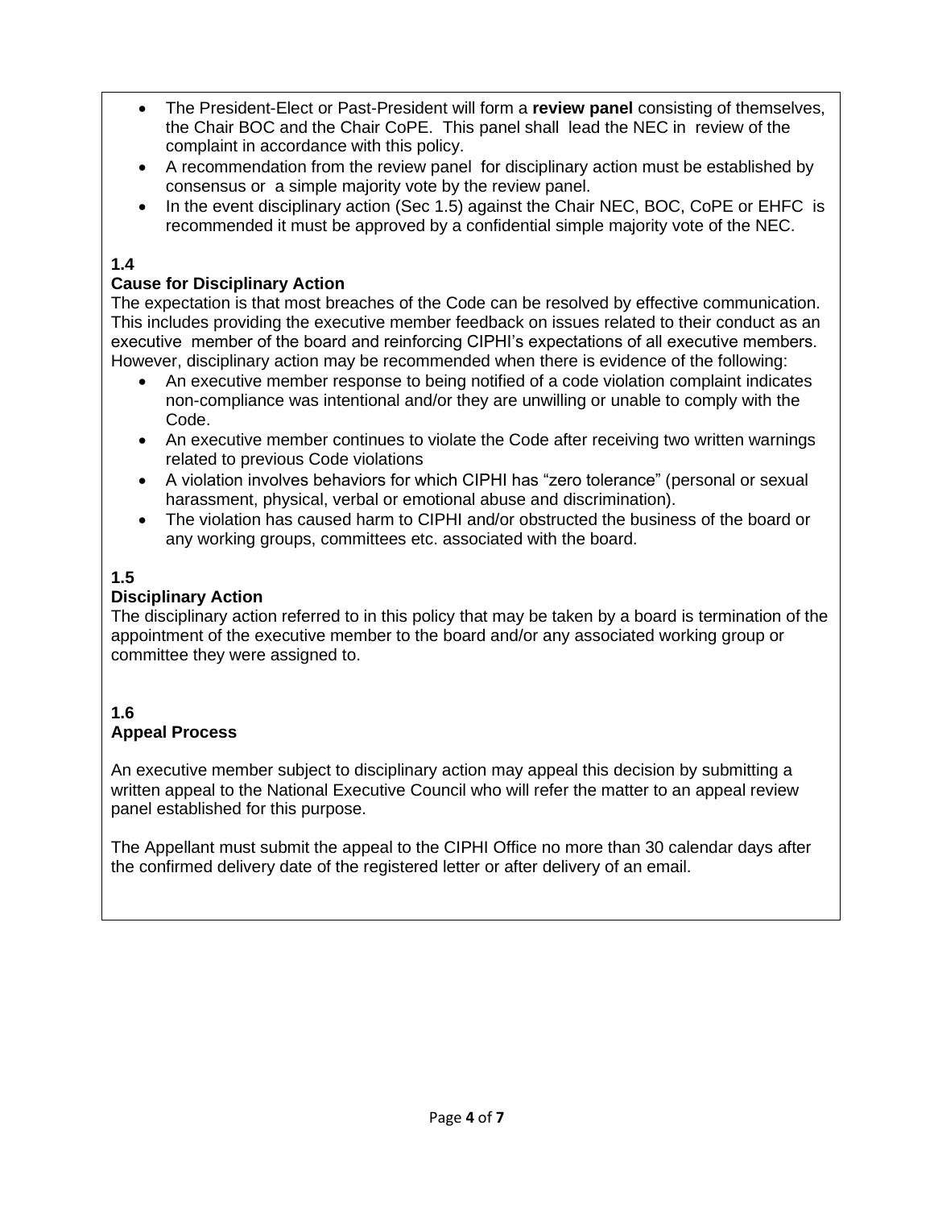- The President-Elect or Past-President will form a **review panel** consisting of themselves, the Chair BOC and the Chair CoPE. This panel shall lead the NEC in review of the complaint in accordance with this policy.
- A recommendation from the review panel for disciplinary action must be established by consensus or a simple majority vote by the review panel.
- In the event disciplinary action (Sec 1.5) against the Chair NEC, BOC, CoPE or EHFC is recommended it must be approved by a confidential simple majority vote of the NEC.

**1.4**
**Cause for Disciplinary Action**

The expectation is that most breaches of the Code can be resolved by effective communication. This includes providing the executive member feedback on issues related to their conduct as an executive member of the board and reinforcing CIPHI's expectations of all executive members. However, disciplinary action may be recommended when there is evidence of the following:

- An executive member response to being notified of a code violation complaint indicates non-compliance was intentional and/or they are unwilling or unable to comply with the Code.
- An executive member continues to violate the Code after receiving two written warnings related to previous Code violations
- A violation involves behaviors for which CIPHI has "zero tolerance" (personal or sexual harassment, physical, verbal or emotional abuse and discrimination).
- The violation has caused harm to CIPHI and/or obstructed the business of the board or any working groups, committees etc. associated with the board.

**1.5**
**Disciplinary Action**

The disciplinary action referred to in this policy that may be taken by a board is termination of the appointment of the executive member to the board and/or any associated working group or committee they were assigned to.

**1.6**
**Appeal Process**

An executive member subject to disciplinary action may appeal this decision by submitting a written appeal to the National Executive Council who will refer the matter to an appeal review panel established for this purpose.

The Appellant must submit the appeal to the CIPHI Office no more than 30 calendar days after the confirmed delivery date of the registered letter or after delivery of an email.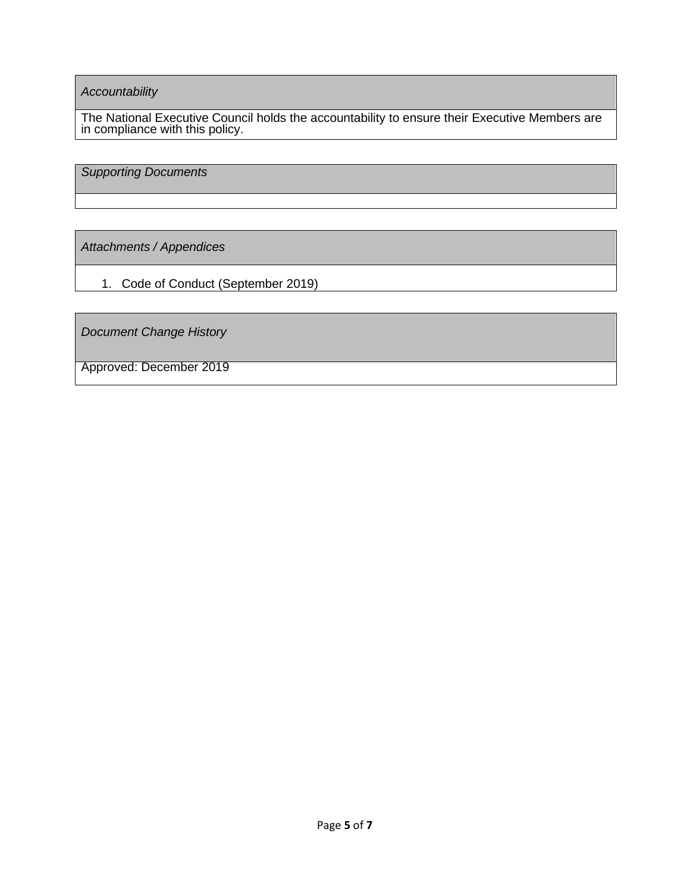| *Accountability* |
|---|
| The National Executive Council holds the accountability to ensure their Executive Members are in compliance with this policy. |

| *Supporting Documents* |
|---|
| |

| *Attachments / Appendices* |
|---|
| 1. Code of Conduct (September 2019) |

| *Document Change History* |
|---|
| Approved: December 2019 |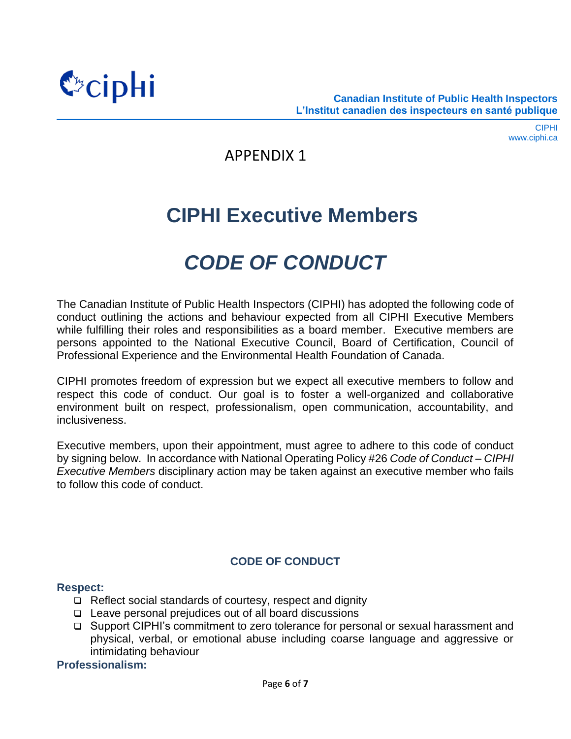APPENDIX 1

# CIPHI Executive Members

# *CODE OF CONDUCT*

The Canadian Institute of Public Health Inspectors (CIPHI) has adopted the following code of conduct outlining the actions and behaviour expected from all CIPHI Executive Members while fulfilling their roles and responsibilities as a board member. Executive members are persons appointed to the National Executive Council, Board of Certification, Council of Professional Experience and the Environmental Health Foundation of Canada.

CIPHI promotes freedom of expression but we expect all executive members to follow and respect this code of conduct. Our goal is to foster a well-organized and collaborative environment built on respect, professionalism, open communication, accountability, and inclusiveness.

Executive members, upon their appointment, must agree to adhere to this code of conduct by signing below. In accordance with National Operating Policy #26 *Code of Conduct – CIPHI Executive Members* disciplinary action may be taken against an executive member who fails to follow this code of conduct.

## CODE OF CONDUCT

**Respect:**

- ❑ Reflect social standards of courtesy, respect and dignity
- ❑ Leave personal prejudices out of all board discussions
- ❑ Support CIPHI's commitment to zero tolerance for personal or sexual harassment and physical, verbal, or emotional abuse including coarse language and aggressive or intimidating behaviour

**Professionalism:**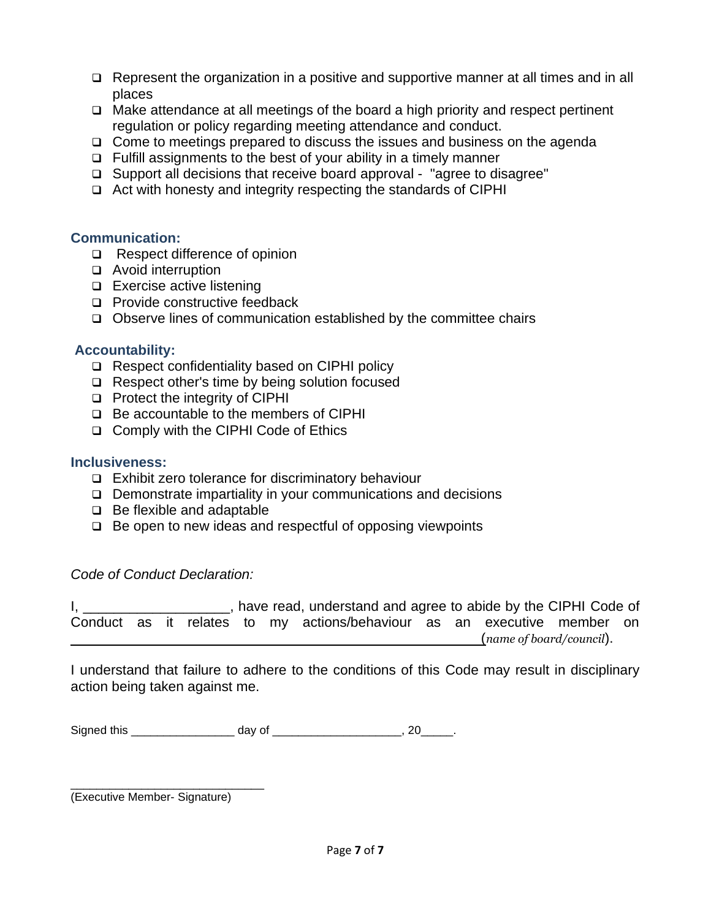- Represent the organization in a positive and supportive manner at all times and in all places
- Make attendance at all meetings of the board a high priority and respect pertinent regulation or policy regarding meeting attendance and conduct.
- Come to meetings prepared to discuss the issues and business on the agenda
- Fulfill assignments to the best of your ability in a timely manner
- Support all decisions that receive board approval - "agree to disagree"
- Act with honesty and integrity respecting the standards of CIPHI

**Communication:**

- Respect difference of opinion
- Avoid interruption
- Exercise active listening
- Provide constructive feedback
- Observe lines of communication established by the committee chairs

**Accountability:**

- Respect confidentiality based on CIPHI policy
- Respect other's time by being solution focused
- Protect the integrity of CIPHI
- Be accountable to the members of CIPHI
- Comply with the CIPHI Code of Ethics

**Inclusiveness:**

- Exhibit zero tolerance for discriminatory behaviour
- Demonstrate impartiality in your communications and decisions
- Be flexible and adaptable
- Be open to new ideas and respectful of opposing viewpoints

*Code of Conduct Declaration:*

I, ___________________, have read, understand and agree to abide by the CIPHI Code of Conduct as it relates to my actions/behaviour as an executive member on ____________________________________________ (*name of board/council*).

I understand that failure to adhere to the conditions of this Code may result in disciplinary action being taken against me.

Signed this ________________ day of ____________________, 20_____.

_____________________________
(Executive Member- Signature)